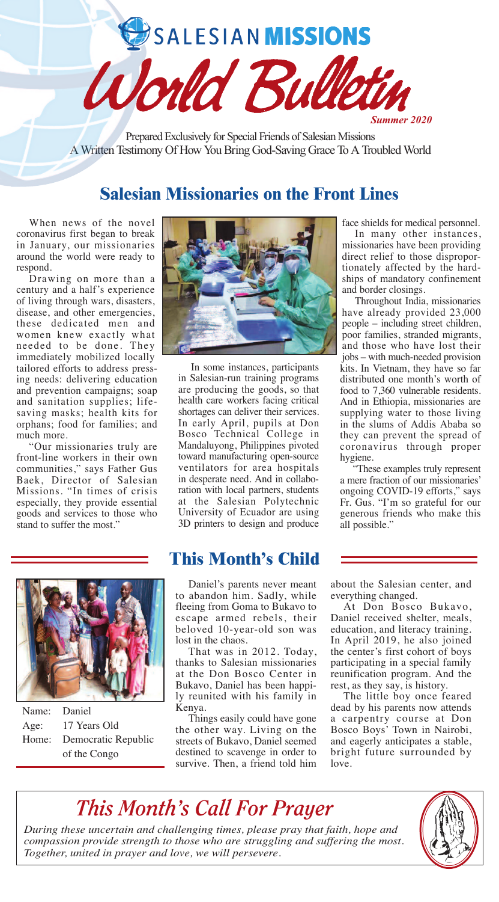# SALESIAN MISSIONS World Bulletin

*Summer 2020*

Prepared Exclusively for Special Friends of Salesian Missions
A Written Testimony Of How You Bring God-Saving Grace To A Troubled World

## Salesian Missionaries on the Front Lines

When news of the novel coronavirus first began to break in January, our missionaries around the world were ready to respond.

Drawing on more than a century and a half's experience of living through wars, disasters, disease, and other emergencies, these dedicated men and women knew exactly what needed to be done. They immediately mobilized locally tailored efforts to address pressing needs: delivering education and prevention campaigns; soap and sanitation supplies; life-saving masks; health kits for orphans; food for families; and much more.

"Our missionaries truly are front-line workers in their own communities," says Father Gus Baek, Director of Salesian Missions. "In times of crisis especially, they provide essential goods and services to those who stand to suffer the most."

In some instances, participants in Salesian-run training programs are producing the goods, so that health care workers facing critical shortages can deliver their services. In early April, pupils at Don Bosco Technical College in Mandaluyong, Philippines pivoted toward manufacturing open-source ventilators for area hospitals in desperate need. And in collaboration with local partners, students at the Salesian Polytechnic University of Ecuador are using 3D printers to design and produce face shields for medical personnel.

In many other instances, missionaries have been providing direct relief to those disproportionately affected by the hardships of mandatory confinement and border closings.

Throughout India, missionaries have already provided 23,000 people – including street children, poor families, stranded migrants, and those who have lost their jobs – with much-needed provision kits. In Vietnam, they have so far distributed one month's worth of food to 7,360 vulnerable residents. And in Ethiopia, missionaries are supplying water to those living in the slums of Addis Ababa so they can prevent the spread of coronavirus through proper hygiene.

"These examples truly represent a mere fraction of our missionaries' ongoing COVID-19 efforts," says Fr. Gus. "I'm so grateful for our generous friends who make this all possible."

## This Month's Child

Name: Daniel
Age: 17 Years Old
Home: Democratic Republic of the Congo

Daniel's parents never meant to abandon him. Sadly, while fleeing from Goma to Bukavo to escape armed rebels, their beloved 10-year-old son was lost in the chaos.

That was in 2012. Today, thanks to Salesian missionaries at the Don Bosco Center in Bukavo, Daniel has been happily reunited with his family in Kenya.

Things easily could have gone the other way. Living on the streets of Bukavo, Daniel seemed destined to scavenge in order to survive. Then, a friend told him about the Salesian center, and everything changed.

At Don Bosco Bukavo, Daniel received shelter, meals, education, and literacy training. In April 2019, he also joined the center's first cohort of boys participating in a special family reunification program. And the rest, as they say, is history.

The little boy once feared dead by his parents now attends a carpentry course at Don Bosco Boys' Town in Nairobi, and eagerly anticipates a stable, bright future surrounded by love.

## *This Month's Call For Prayer*

*During these uncertain and challenging times, please pray that faith, hope and compassion provide strength to those who are struggling and suffering the most. Together, united in prayer and love, we will persevere.*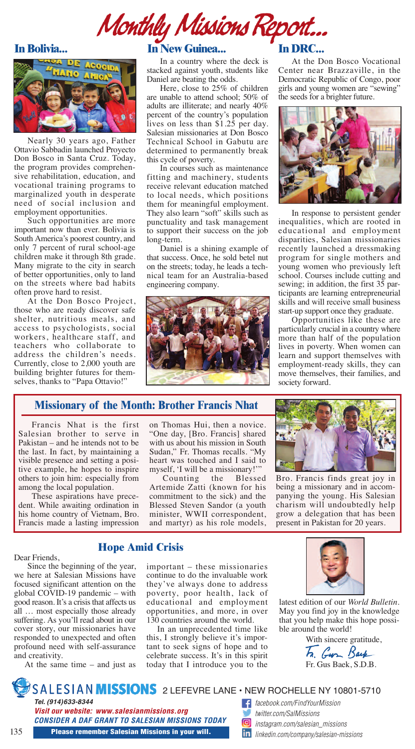# Monthly Missions Report...

## In Bolivia...

Nearly 30 years ago, Father Ottavio Sabbadin launched Proyecto Don Bosco in Santa Cruz. Today, the program provides comprehensive rehabilitation, education, and vocational training programs to marginalized youth in desperate need of social inclusion and employment opportunities.

Such opportunities are more important now than ever. Bolivia is South America's poorest country, and only 7 percent of rural school-age children make it through 8th grade. Many migrate to the city in search of better opportunities, only to land on the streets where bad habits often prove hard to resist.

At the Don Bosco Project, those who are ready discover safe shelter, nutritious meals, and access to psychologists, social workers, healthcare staff, and teachers who collaborate to address the children's needs. Currently, close to 2,000 youth are building brighter futures for themselves, thanks to "Papa Ottavio!"

## In New Guinea...

In a country where the deck is stacked against youth, students like Daniel are beating the odds.

Here, close to 25% of children are unable to attend school; 50% of adults are illiterate; and nearly 40% percent of the country's population lives on less than $1.25 per day. Salesian missionaries at Don Bosco Technical School in Gabutu are determined to permanently break this cycle of poverty.

In courses such as maintenance fitting and machinery, students receive relevant education matched to local needs, which positions them for meaningful employment. They also learn "soft" skills such as punctuality and task management to support their success on the job long-term.

Daniel is a shining example of that success. Once, he sold betel nut on the streets; today, he leads a technical team for an Australia-based engineering company.

## In DRC...

At the Don Bosco Vocational Center near Brazzaville, in the Democratic Republic of Congo, poor girls and young women are "sewing" the seeds for a brighter future.

In response to persistent gender inequalities, which are rooted in educational and employment disparities, Salesian missionaries recently launched a dressmaking program for single mothers and young women who previously left school. Courses include cutting and sewing; in addition, the first 35 participants are learning entrepreneurial skills and will receive small business start-up support once they graduate.

Opportunities like these are particularly crucial in a country where more than half of the population lives in poverty. When women can learn and support themselves with employment-ready skills, they can move themselves, their families, and society forward.

## Missionary of the Month: Brother Francis Nhat

Francis Nhat is the first Salesian brother to serve in Pakistan – and he intends not to be the last. In fact, by maintaining a visible presence and setting a positive example, he hopes to inspire others to join him: especially from among the local population.

These aspirations have precedent. While awaiting ordination in his home country of Vietnam, Bro. Francis made a lasting impression on Thomas Hui, then a novice. "One day, [Bro. Francis] shared with us about his mission in South Sudan," Fr. Thomas recalls. "My heart was touched and I said to myself, 'I will be a missionary!'"

Counting the Blessed Artemide Zatti (known for his commitment to the sick) and the Blessed Steven Sandor (a youth minister, WWII correspondent, and martyr) as his role models, Bro. Francis finds great joy in being a missionary and in accompanying the young. His Salesian charism will undoubtedly help grow a delegation that has been present in Pakistan for 20 years.

## Hope Amid Crisis

Dear Friends,

Since the beginning of the year, we here at Salesian Missions have focused significant attention on the global COVID-19 pandemic – with good reason. It's a crisis that affects us all … most especially those already suffering. As you'll read about in our cover story, our missionaries have responded to unexpected and often profound need with self-assurance and creativity.

At the same time – and just as important – these missionaries continue to do the invaluable work they've always done to address poverty, poor health, lack of educational and employment opportunities, and more, in over 130 countries around the world.

In an unprecedented time like this, I strongly believe it's important to seek signs of hope and to celebrate success. It's in this spirit today that I introduce you to the latest edition of our *World Bulletin*. May you find joy in the knowledge that you help make this hope possible around the world!

With sincere gratitude,

Fr. Gus Baek, S.D.B.

**SALESIAN MISSIONS** 2 LEFEVRE LANE • NEW ROCHELLE NY 10801-5710

*Tel. (914)633-8344*

*Visit our website: www.salesianmissions.org*

*CONSIDER A DAF GRANT TO SALESIAN MISSIONS TODAY*

**Please remember Salesian Missions in your will.**

*facebook.com/FindYourMission*

*twitter.com/SalMissions*

*instagram.com/salesian_missions*

*linkedin.com/company/salesian-missions*